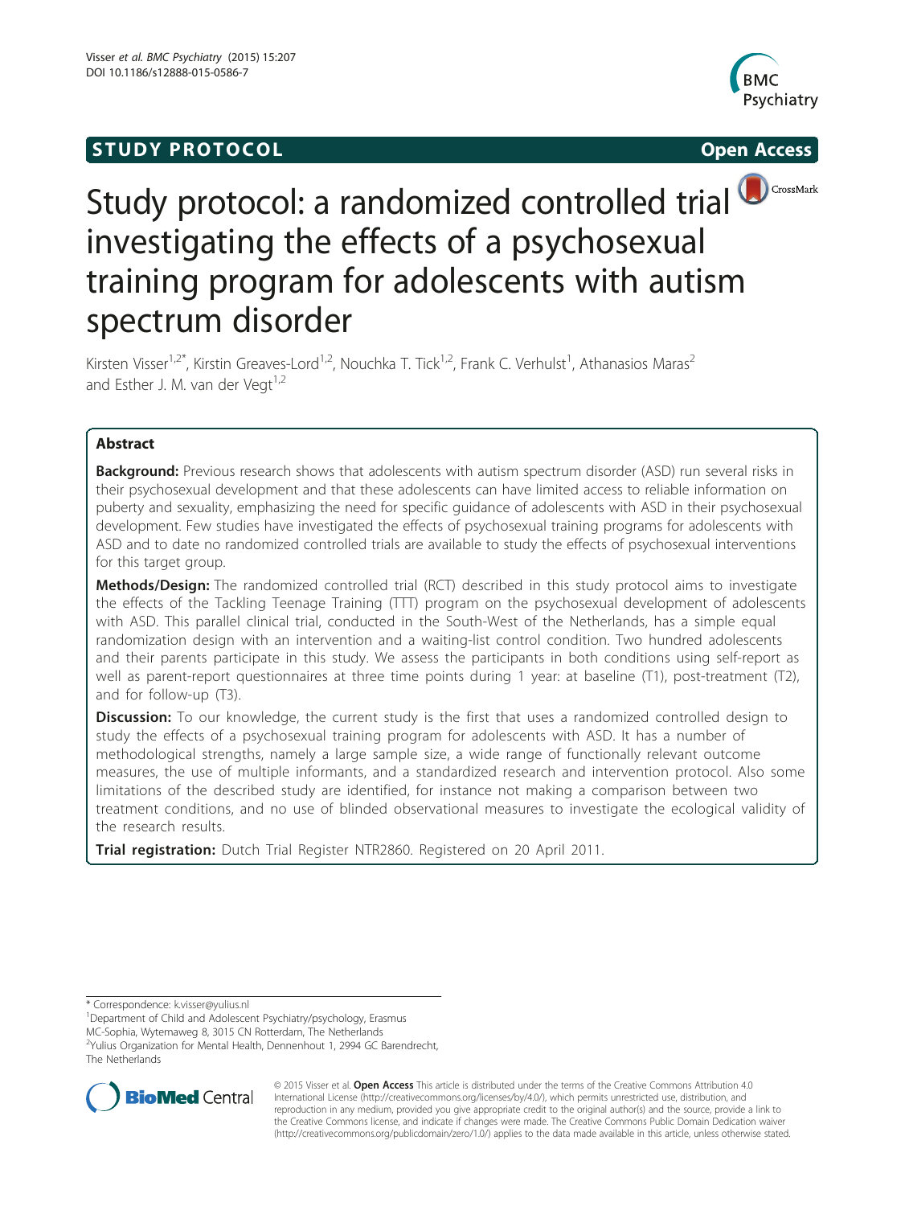**STUDY PROTOCOL** **Open Access**

# Study protocol: a randomized controlled trial investigating the effects of a psychosexual training program for adolescents with autism spectrum disorder

Kirsten Visser[1,2*], Kirstin Greaves-Lord[1,2], Nouchka T. Tick[1,2], Frank C. Verhulst[1], Athanasios Maras[2] and Esther J. M. van der Vegt[1,2]

## Abstract

**Background:** Previous research shows that adolescents with autism spectrum disorder (ASD) run several risks in their psychosexual development and that these adolescents can have limited access to reliable information on puberty and sexuality, emphasizing the need for specific guidance of adolescents with ASD in their psychosexual development. Few studies have investigated the effects of psychosexual training programs for adolescents with ASD and to date no randomized controlled trials are available to study the effects of psychosexual interventions for this target group.

**Methods/Design:** The randomized controlled trial (RCT) described in this study protocol aims to investigate the effects of the Tackling Teenage Training (TTT) program on the psychosexual development of adolescents with ASD. This parallel clinical trial, conducted in the South-West of the Netherlands, has a simple equal randomization design with an intervention and a waiting-list control condition. Two hundred adolescents and their parents participate in this study. We assess the participants in both conditions using self-report as well as parent-report questionnaires at three time points during 1 year: at baseline (T1), post-treatment (T2), and for follow-up (T3).

**Discussion:** To our knowledge, the current study is the first that uses a randomized controlled design to study the effects of a psychosexual training program for adolescents with ASD. It has a number of methodological strengths, namely a large sample size, a wide range of functionally relevant outcome measures, the use of multiple informants, and a standardized research and intervention protocol. Also some limitations of the described study are identified, for instance not making a comparison between two treatment conditions, and no use of blinded observational measures to investigate the ecological validity of the research results.

**Trial registration:** Dutch Trial Register NTR2860. Registered on 20 April 2011.

---

\* Correspondence: k.visser@yulius.nl

[1]Department of Child and Adolescent Psychiatry/psychology, Erasmus MC-Sophia, Wytemaweg 8, 3015 CN Rotterdam, The Netherlands

[2]Yulius Organization for Mental Health, Dennenhout 1, 2994 GC Barendrecht, The Netherlands

© 2015 Visser et al. **Open Access** This article is distributed under the terms of the Creative Commons Attribution 4.0 International License (http://creativecommons.org/licenses/by/4.0/), which permits unrestricted use, distribution, and reproduction in any medium, provided you give appropriate credit to the original author(s) and the source, provide a link to the Creative Commons license, and indicate if changes were made. The Creative Commons Public Domain Dedication waiver (http://creativecommons.org/publicdomain/zero/1.0/) applies to the data made available in this article, unless otherwise stated.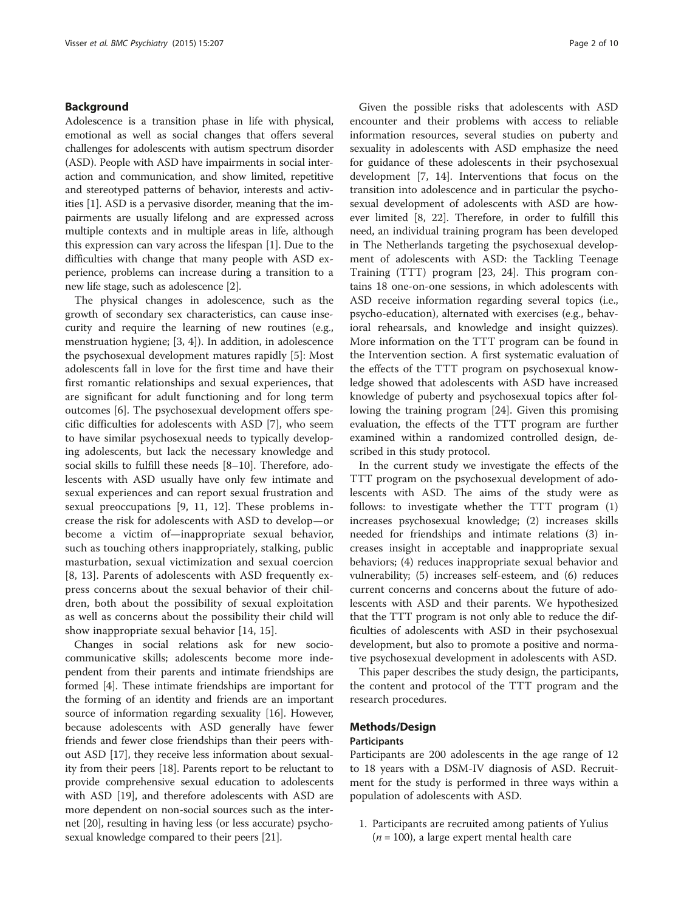## Background

Adolescence is a transition phase in life with physical, emotional as well as social changes that offers several challenges for adolescents with autism spectrum disorder (ASD). People with ASD have impairments in social interaction and communication, and show limited, repetitive and stereotyped patterns of behavior, interests and activities [1]. ASD is a pervasive disorder, meaning that the impairments are usually lifelong and are expressed across multiple contexts and in multiple areas in life, although this expression can vary across the lifespan [1]. Due to the difficulties with change that many people with ASD experience, problems can increase during a transition to a new life stage, such as adolescence [2].

The physical changes in adolescence, such as the growth of secondary sex characteristics, can cause insecurity and require the learning of new routines (e.g., menstruation hygiene; [3, 4]). In addition, in adolescence the psychosexual development matures rapidly [5]: Most adolescents fall in love for the first time and have their first romantic relationships and sexual experiences, that are significant for adult functioning and for long term outcomes [6]. The psychosexual development offers specific difficulties for adolescents with ASD [7], who seem to have similar psychosexual needs to typically developing adolescents, but lack the necessary knowledge and social skills to fulfill these needs [8–10]. Therefore, adolescents with ASD usually have only few intimate and sexual experiences and can report sexual frustration and sexual preoccupations [9, 11, 12]. These problems increase the risk for adolescents with ASD to develop—or become a victim of—inappropriate sexual behavior, such as touching others inappropriately, stalking, public masturbation, sexual victimization and sexual coercion [8, 13]. Parents of adolescents with ASD frequently express concerns about the sexual behavior of their children, both about the possibility of sexual exploitation as well as concerns about the possibility their child will show inappropriate sexual behavior [14, 15].

Changes in social relations ask for new socio-communicative skills; adolescents become more independent from their parents and intimate friendships are formed [4]. These intimate friendships are important for the forming of an identity and friends are an important source of information regarding sexuality [16]. However, because adolescents with ASD generally have fewer friends and fewer close friendships than their peers without ASD [17], they receive less information about sexuality from their peers [18]. Parents report to be reluctant to provide comprehensive sexual education to adolescents with ASD [19], and therefore adolescents with ASD are more dependent on non-social sources such as the internet [20], resulting in having less (or less accurate) psychosexual knowledge compared to their peers [21].

Given the possible risks that adolescents with ASD encounter and their problems with access to reliable information resources, several studies on puberty and sexuality in adolescents with ASD emphasize the need for guidance of these adolescents in their psychosexual development [7, 14]. Interventions that focus on the transition into adolescence and in particular the psychosexual development of adolescents with ASD are however limited [8, 22]. Therefore, in order to fulfill this need, an individual training program has been developed in The Netherlands targeting the psychosexual development of adolescents with ASD: the Tackling Teenage Training (TTT) program [23, 24]. This program contains 18 one-on-one sessions, in which adolescents with ASD receive information regarding several topics (i.e., psycho-education), alternated with exercises (e.g., behavioral rehearsals, and knowledge and insight quizzes). More information on the TTT program can be found in the Intervention section. A first systematic evaluation of the effects of the TTT program on psychosexual knowledge showed that adolescents with ASD have increased knowledge of puberty and psychosexual topics after following the training program [24]. Given this promising evaluation, the effects of the TTT program are further examined within a randomized controlled design, described in this study protocol.

In the current study we investigate the effects of the TTT program on the psychosexual development of adolescents with ASD. The aims of the study were as follows: to investigate whether the TTT program (1) increases psychosexual knowledge; (2) increases skills needed for friendships and intimate relations (3) increases insight in acceptable and inappropriate sexual behaviors; (4) reduces inappropriate sexual behavior and vulnerability; (5) increases self-esteem, and (6) reduces current concerns and concerns about the future of adolescents with ASD and their parents. We hypothesized that the TTT program is not only able to reduce the difficulties of adolescents with ASD in their psychosexual development, but also to promote a positive and normative psychosexual development in adolescents with ASD.

This paper describes the study design, the participants, the content and protocol of the TTT program and the research procedures.

## Methods/Design

### Participants

Participants are 200 adolescents in the age range of 12 to 18 years with a DSM-IV diagnosis of ASD. Recruitment for the study is performed in three ways within a population of adolescents with ASD.

1. Participants are recruited among patients of Yulius ($n = 100$), a large expert mental health care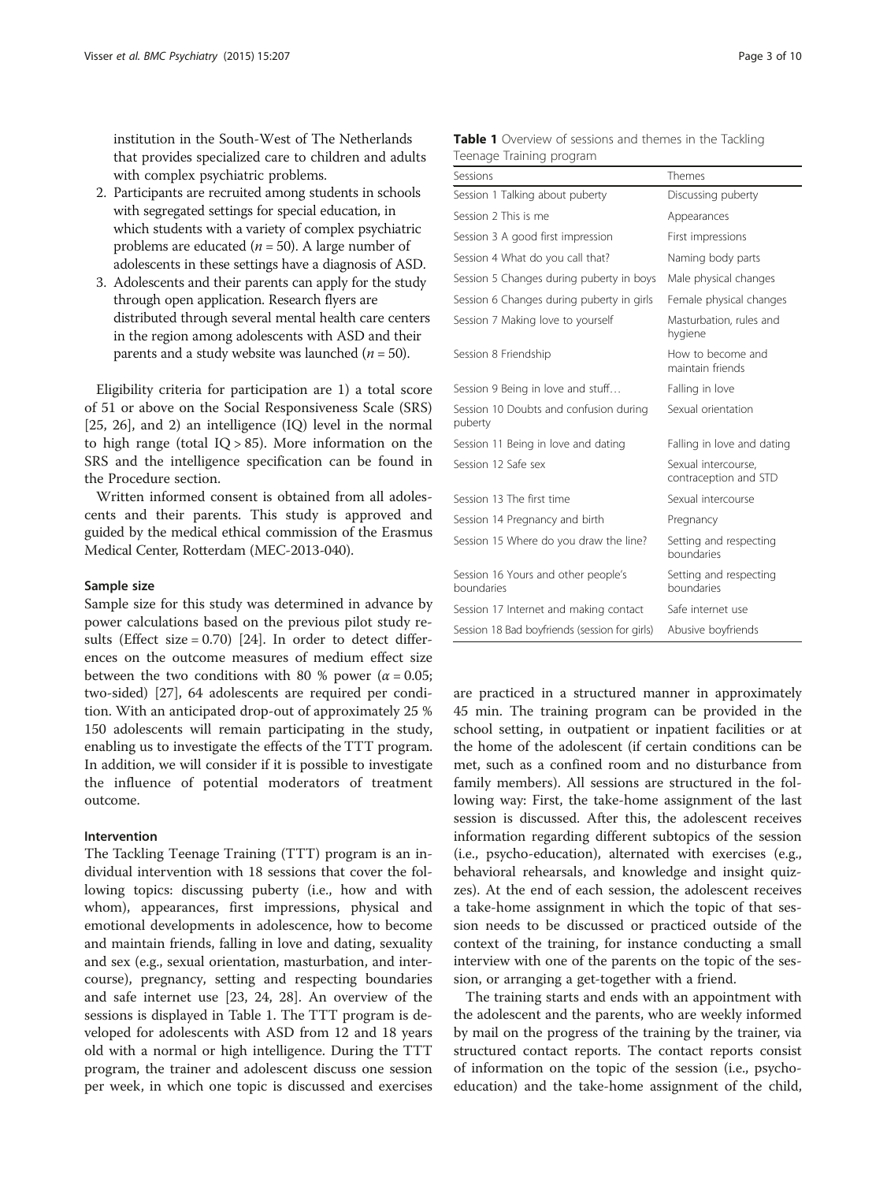institution in the South-West of The Netherlands that provides specialized care to children and adults with complex psychiatric problems.

2. Participants are recruited among students in schools with segregated settings for special education, in which students with a variety of complex psychiatric problems are educated ($n = 50$). A large number of adolescents in these settings have a diagnosis of ASD.
3. Adolescents and their parents can apply for the study through open application. Research flyers are distributed through several mental health care centers in the region among adolescents with ASD and their parents and a study website was launched ($n = 50$).

Eligibility criteria for participation are 1) a total score of 51 or above on the Social Responsiveness Scale (SRS) [25, 26], and 2) an intelligence (IQ) level in the normal to high range (total IQ > 85). More information on the SRS and the intelligence specification can be found in the Procedure section.

Written informed consent is obtained from all adolescents and their parents. This study is approved and guided by the medical ethical commission of the Erasmus Medical Center, Rotterdam (MEC-2013-040).

### Sample size

Sample size for this study was determined in advance by power calculations based on the previous pilot study results (Effect size = 0.70) [24]. In order to detect differences on the outcome measures of medium effect size between the two conditions with 80 % power ($\alpha = 0.05$; two-sided) [27], 64 adolescents are required per condition. With an anticipated drop-out of approximately 25 % 150 adolescents will remain participating in the study, enabling us to investigate the effects of the TTT program. In addition, we will consider if it is possible to investigate the influence of potential moderators of treatment outcome.

### Intervention

The Tackling Teenage Training (TTT) program is an individual intervention with 18 sessions that cover the following topics: discussing puberty (i.e., how and with whom), appearances, first impressions, physical and emotional developments in adolescence, how to become and maintain friends, falling in love and dating, sexuality and sex (e.g., sexual orientation, masturbation, and intercourse), pregnancy, setting and respecting boundaries and safe internet use [23, 24, 28]. An overview of the sessions is displayed in Table 1. The TTT program is developed for adolescents with ASD from 12 and 18 years old with a normal or high intelligence. During the TTT program, the trainer and adolescent discuss one session per week, in which one topic is discussed and exercises are practiced in a structured manner in approximately 45 min. The training program can be provided in the school setting, in outpatient or inpatient facilities or at the home of the adolescent (if certain conditions can be met, such as a confined room and no disturbance from family members). All sessions are structured in the following way: First, the take-home assignment of the last session is discussed. After this, the adolescent receives information regarding different subtopics of the session (i.e., psycho-education), alternated with exercises (e.g., behavioral rehearsals, and knowledge and insight quizzes). At the end of each session, the adolescent receives a take-home assignment in which the topic of that session needs to be discussed or practiced outside of the context of the training, for instance conducting a small interview with one of the parents on the topic of the session, or arranging a get-together with a friend.

**Table 1** Overview of sessions and themes in the Tackling Teenage Training program

| Sessions | Themes |
|---|---|
| Session 1 Talking about puberty | Discussing puberty |
| Session 2 This is me | Appearances |
| Session 3 A good first impression | First impressions |
| Session 4 What do you call that? | Naming body parts |
| Session 5 Changes during puberty in boys | Male physical changes |
| Session 6 Changes during puberty in girls | Female physical changes |
| Session 7 Making love to yourself | Masturbation, rules and hygiene |
| Session 8 Friendship | How to become and maintain friends |
| Session 9 Being in love and stuff… | Falling in love |
| Session 10 Doubts and confusion during puberty | Sexual orientation |
| Session 11 Being in love and dating | Falling in love and dating |
| Session 12 Safe sex | Sexual intercourse, contraception and STD |
| Session 13 The first time | Sexual intercourse |
| Session 14 Pregnancy and birth | Pregnancy |
| Session 15 Where do you draw the line? | Setting and respecting boundaries |
| Session 16 Yours and other people's boundaries | Setting and respecting boundaries |
| Session 17 Internet and making contact | Safe internet use |
| Session 18 Bad boyfriends (session for girls) | Abusive boyfriends |

The training starts and ends with an appointment with the adolescent and the parents, who are weekly informed by mail on the progress of the training by the trainer, via structured contact reports. The contact reports consist of information on the topic of the session (i.e., psycho-education) and the take-home assignment of the child,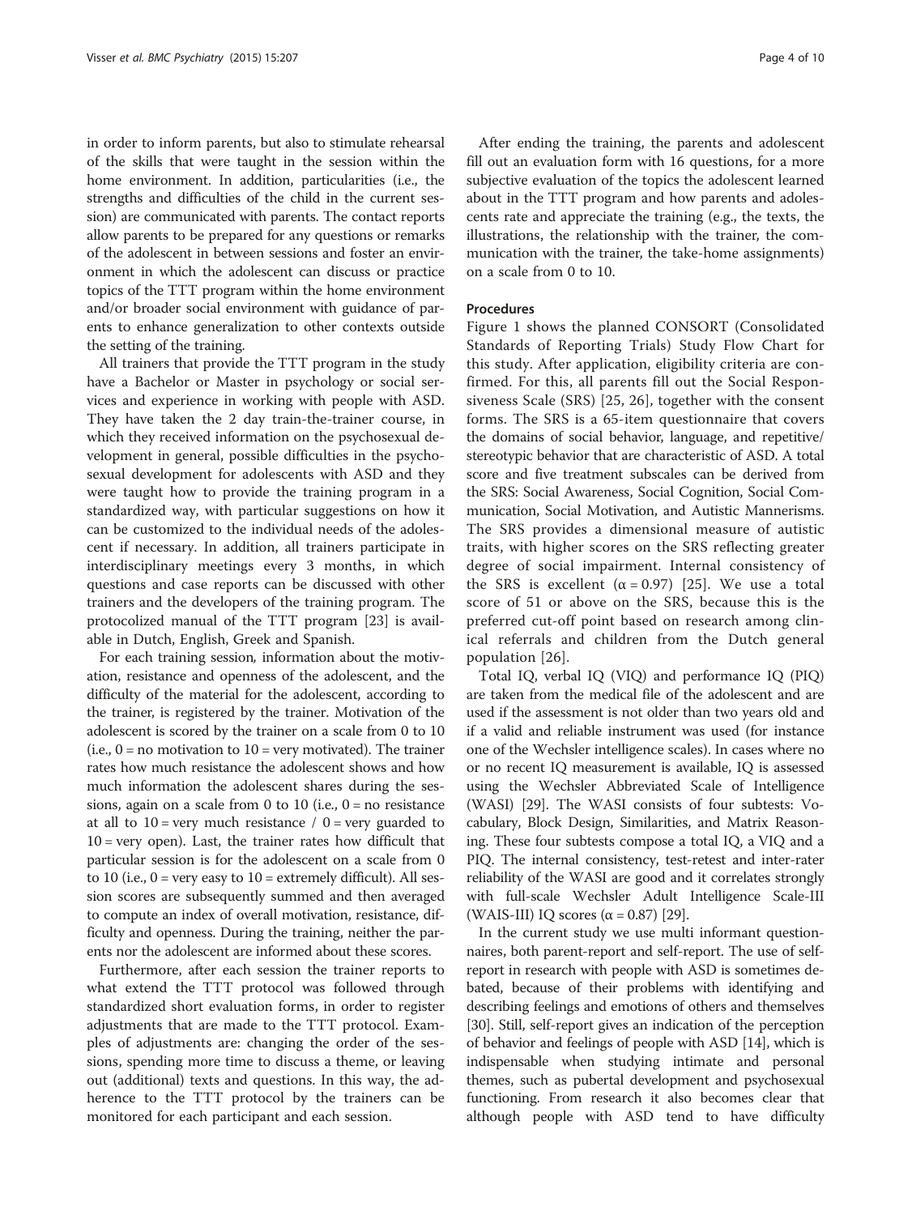in order to inform parents, but also to stimulate rehearsal of the skills that were taught in the session within the home environment. In addition, particularities (i.e., the strengths and difficulties of the child in the current session) are communicated with parents. The contact reports allow parents to be prepared for any questions or remarks of the adolescent in between sessions and foster an environment in which the adolescent can discuss or practice topics of the TTT program within the home environment and/or broader social environment with guidance of parents to enhance generalization to other contexts outside the setting of the training.

All trainers that provide the TTT program in the study have a Bachelor or Master in psychology or social services and experience in working with people with ASD. They have taken the 2 day train-the-trainer course, in which they received information on the psychosexual development in general, possible difficulties in the psychosexual development for adolescents with ASD and they were taught how to provide the training program in a standardized way, with particular suggestions on how it can be customized to the individual needs of the adolescent if necessary. In addition, all trainers participate in interdisciplinary meetings every 3 months, in which questions and case reports can be discussed with other trainers and the developers of the training program. The protocolized manual of the TTT program [23] is available in Dutch, English, Greek and Spanish.

For each training session, information about the motivation, resistance and openness of the adolescent, and the difficulty of the material for the adolescent, according to the trainer, is registered by the trainer. Motivation of the adolescent is scored by the trainer on a scale from 0 to 10 (i.e., 0 = no motivation to 10 = very motivated). The trainer rates how much resistance the adolescent shows and how much information the adolescent shares during the sessions, again on a scale from 0 to 10 (i.e., 0 = no resistance at all to 10 = very much resistance / 0 = very guarded to 10 = very open). Last, the trainer rates how difficult that particular session is for the adolescent on a scale from 0 to 10 (i.e., 0 = very easy to 10 = extremely difficult). All session scores are subsequently summed and then averaged to compute an index of overall motivation, resistance, difficulty and openness. During the training, neither the parents nor the adolescent are informed about these scores.

Furthermore, after each session the trainer reports to what extend the TTT protocol was followed through standardized short evaluation forms, in order to register adjustments that are made to the TTT protocol. Examples of adjustments are: changing the order of the sessions, spending more time to discuss a theme, or leaving out (additional) texts and questions. In this way, the adherence to the TTT protocol by the trainers can be monitored for each participant and each session.

After ending the training, the parents and adolescent fill out an evaluation form with 16 questions, for a more subjective evaluation of the topics the adolescent learned about in the TTT program and how parents and adolescents rate and appreciate the training (e.g., the texts, the illustrations, the relationship with the trainer, the communication with the trainer, the take-home assignments) on a scale from 0 to 10.

### Procedures

Figure 1 shows the planned CONSORT (Consolidated Standards of Reporting Trials) Study Flow Chart for this study. After application, eligibility criteria are confirmed. For this, all parents fill out the Social Responsiveness Scale (SRS) [25, 26], together with the consent forms. The SRS is a 65-item questionnaire that covers the domains of social behavior, language, and repetitive/stereotypic behavior that are characteristic of ASD. A total score and five treatment subscales can be derived from the SRS: Social Awareness, Social Cognition, Social Communication, Social Motivation, and Autistic Mannerisms. The SRS provides a dimensional measure of autistic traits, with higher scores on the SRS reflecting greater degree of social impairment. Internal consistency of the SRS is excellent ($\alpha = 0.97$) [25]. We use a total score of 51 or above on the SRS, because this is the preferred cut-off point based on research among clinical referrals and children from the Dutch general population [26].

Total IQ, verbal IQ (VIQ) and performance IQ (PIQ) are taken from the medical file of the adolescent and are used if the assessment is not older than two years old and if a valid and reliable instrument was used (for instance one of the Wechsler intelligence scales). In cases where no or no recent IQ measurement is available, IQ is assessed using the Wechsler Abbreviated Scale of Intelligence (WASI) [29]. The WASI consists of four subtests: Vocabulary, Block Design, Similarities, and Matrix Reasoning. These four subtests compose a total IQ, a VIQ and a PIQ. The internal consistency, test-retest and inter-rater reliability of the WASI are good and it correlates strongly with full-scale Wechsler Adult Intelligence Scale-III (WAIS-III) IQ scores ($\alpha = 0.87$) [29].

In the current study we use multi informant questionnaires, both parent-report and self-report. The use of self-report in research with people with ASD is sometimes debated, because of their problems with identifying and describing feelings and emotions of others and themselves [30]. Still, self-report gives an indication of the perception of behavior and feelings of people with ASD [14], which is indispensable when studying intimate and personal themes, such as pubertal development and psychosexual functioning. From research it also becomes clear that although people with ASD tend to have difficulty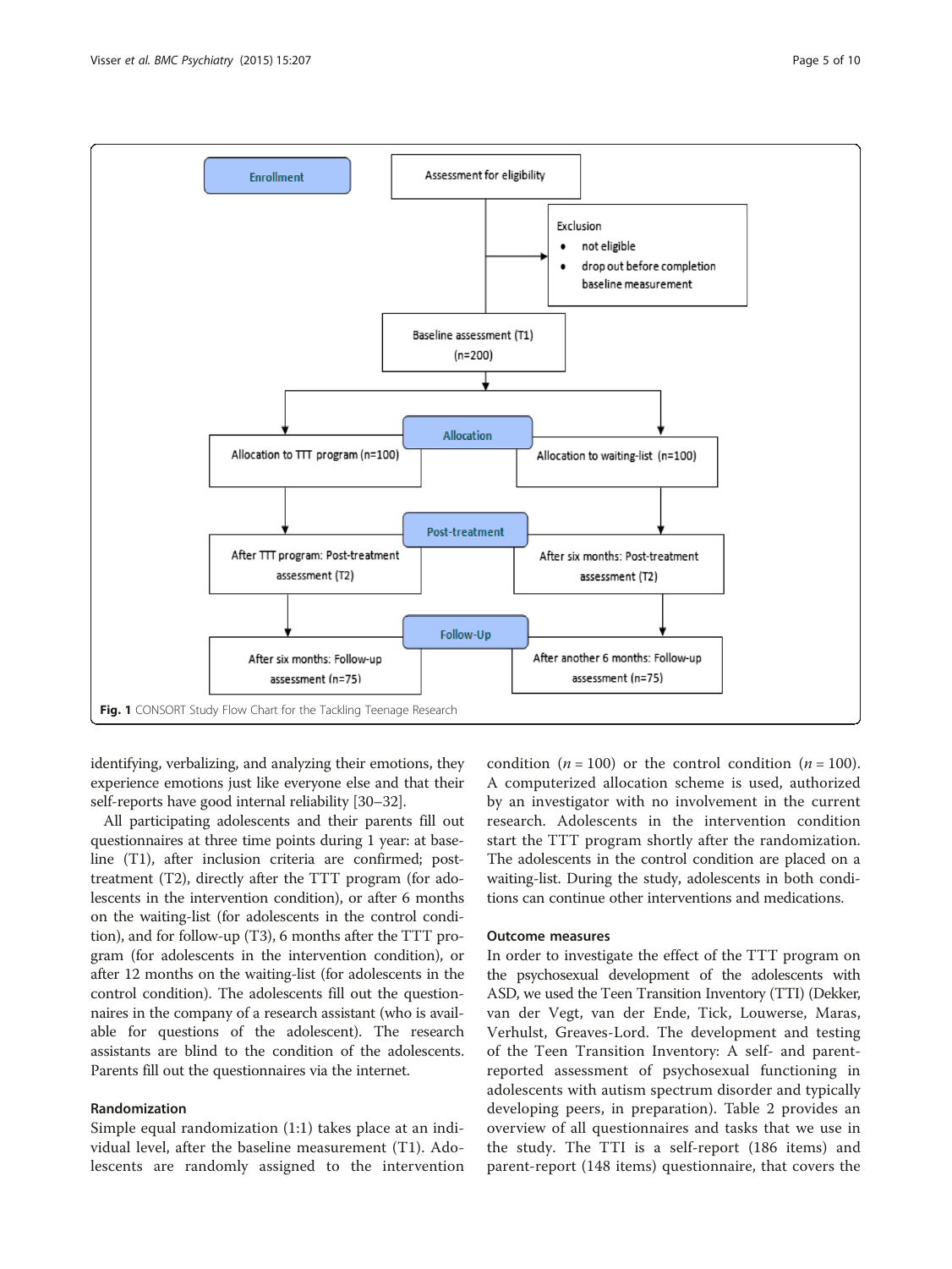Enrollment

Assessment for eligibility

Exclusion
- not eligible
- drop out before completion baseline measurement

Baseline assessment (T1) (n=200)

Allocation

Allocation to TTT program (n=100)

Allocation to waiting-list (n=100)

Post-treatment

After TTT program: Post-treatment assessment (T2)

After six months: Post-treatment assessment (T2)

Follow-Up

After six months: Follow-up assessment (n=75)

After another 6 months: Follow-up assessment (n=75)

**Fig. 1** CONSORT Study Flow Chart for the Tackling Teenage Research

identifying, verbalizing, and analyzing their emotions, they experience emotions just like everyone else and that their self-reports have good internal reliability [30–32].

All participating adolescents and their parents fill out questionnaires at three time points during 1 year: at baseline (T1), after inclusion criteria are confirmed; post-treatment (T2), directly after the TTT program (for adolescents in the intervention condition), or after 6 months on the waiting-list (for adolescents in the control condition), and for follow-up (T3), 6 months after the TTT program (for adolescents in the intervention condition), or after 12 months on the waiting-list (for adolescents in the control condition). The adolescents fill out the questionnaires in the company of a research assistant (who is available for questions of the adolescent). The research assistants are blind to the condition of the adolescents. Parents fill out the questionnaires via the internet.

### Randomization

Simple equal randomization (1:1) takes place at an individual level, after the baseline measurement (T1). Adolescents are randomly assigned to the intervention condition ($n = 100$) or the control condition ($n = 100$). A computerized allocation scheme is used, authorized by an investigator with no involvement in the current research. Adolescents in the intervention condition start the TTT program shortly after the randomization. The adolescents in the control condition are placed on a waiting-list. During the study, adolescents in both conditions can continue other interventions and medications.

### Outcome measures

In order to investigate the effect of the TTT program on the psychosexual development of the adolescents with ASD, we used the Teen Transition Inventory (TTI) (Dekker, van der Vegt, van der Ende, Tick, Louwerse, Maras, Verhulst, Greaves-Lord. The development and testing of the Teen Transition Inventory: A self- and parent-reported assessment of psychosexual functioning in adolescents with autism spectrum disorder and typically developing peers, in preparation). Table 2 provides an overview of all questionnaires and tasks that we use in the study. The TTI is a self-report (186 items) and parent-report (148 items) questionnaire, that covers the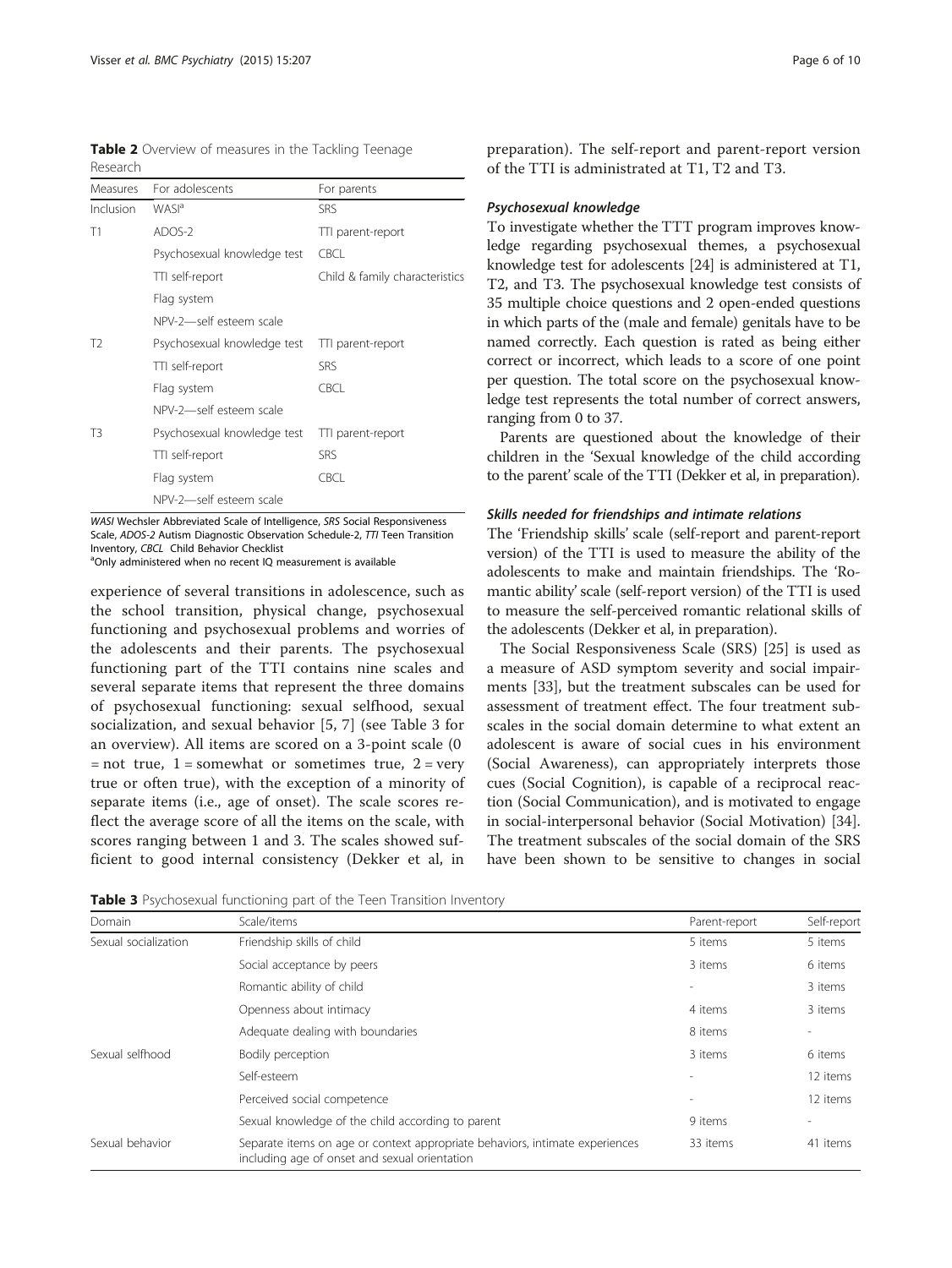**Table 2** Overview of measures in the Tackling Teenage Research

| Measures | For adolescents | For parents |
|---|---|---|
| Inclusion | WASI[a] | SRS |
| T1 | ADOS-2 | TTI parent-report |
| | Psychosexual knowledge test | CBCL |
| | TTI self-report | Child & family characteristics |
| | Flag system | |
| | NPV-2—self esteem scale | |
| T2 | Psychosexual knowledge test | TTI parent-report |
| | TTI self-report | SRS |
| | Flag system | CBCL |
| | NPV-2—self esteem scale | |
| T3 | Psychosexual knowledge test | TTI parent-report |
| | TTI self-report | SRS |
| | Flag system | CBCL |
| | NPV-2—self esteem scale | |

*WASI* Wechsler Abbreviated Scale of Intelligence, *SRS* Social Responsiveness Scale, *ADOS-2* Autism Diagnostic Observation Schedule-2, *TTI* Teen Transition Inventory, *CBCL* Child Behavior Checklist
[a]Only administered when no recent IQ measurement is available

experience of several transitions in adolescence, such as the school transition, physical change, psychosexual functioning and psychosexual problems and worries of the adolescents and their parents. The psychosexual functioning part of the TTI contains nine scales and several separate items that represent the three domains of psychosexual functioning: sexual selfhood, sexual socialization, and sexual behavior [5, 7] (see Table 3 for an overview). All items are scored on a 3-point scale (0 = not true, 1 = somewhat or sometimes true, 2 = very true or often true), with the exception of a minority of separate items (i.e., age of onset). The scale scores reflect the average score of all the items on the scale, with scores ranging between 1 and 3. The scales showed sufficient to good internal consistency (Dekker et al, in preparation). The self-report and parent-report version of the TTI is administrated at T1, T2 and T3.

#### Psychosexual knowledge

To investigate whether the TTT program improves knowledge regarding psychosexual themes, a psychosexual knowledge test for adolescents [24] is administered at T1, T2, and T3. The psychosexual knowledge test consists of 35 multiple choice questions and 2 open-ended questions in which parts of the (male and female) genitals have to be named correctly. Each question is rated as being either correct or incorrect, which leads to a score of one point per question. The total score on the psychosexual knowledge test represents the total number of correct answers, ranging from 0 to 37.

Parents are questioned about the knowledge of their children in the 'Sexual knowledge of the child according to the parent' scale of the TTI (Dekker et al, in preparation).

#### Skills needed for friendships and intimate relations

The 'Friendship skills' scale (self-report and parent-report version) of the TTI is used to measure the ability of the adolescents to make and maintain friendships. The 'Romantic ability' scale (self-report version) of the TTI is used to measure the self-perceived romantic relational skills of the adolescents (Dekker et al, in preparation).

The Social Responsiveness Scale (SRS) [25] is used as a measure of ASD symptom severity and social impairments [33], but the treatment subscales can be used for assessment of treatment effect. The four treatment subscales in the social domain determine to what extent an adolescent is aware of social cues in his environment (Social Awareness), can appropriately interprets those cues (Social Cognition), is capable of a reciprocal reaction (Social Communication), and is motivated to engage in social-interpersonal behavior (Social Motivation) [34]. The treatment subscales of the social domain of the SRS have been shown to be sensitive to changes in social

**Table 3** Psychosexual functioning part of the Teen Transition Inventory

| Domain | Scale/items | Parent-report | Self-report |
|---|---|---|---|
| Sexual socialization | Friendship skills of child | 5 items | 5 items |
| | Social acceptance by peers | 3 items | 6 items |
| | Romantic ability of child | - | 3 items |
| | Openness about intimacy | 4 items | 3 items |
| | Adequate dealing with boundaries | 8 items | - |
| Sexual selfhood | Bodily perception | 3 items | 6 items |
| | Self-esteem | - | 12 items |
| | Perceived social competence | - | 12 items |
| | Sexual knowledge of the child according to parent | 9 items | - |
| Sexual behavior | Separate items on age or context appropriate behaviors, intimate experiences including age of onset and sexual orientation | 33 items | 41 items |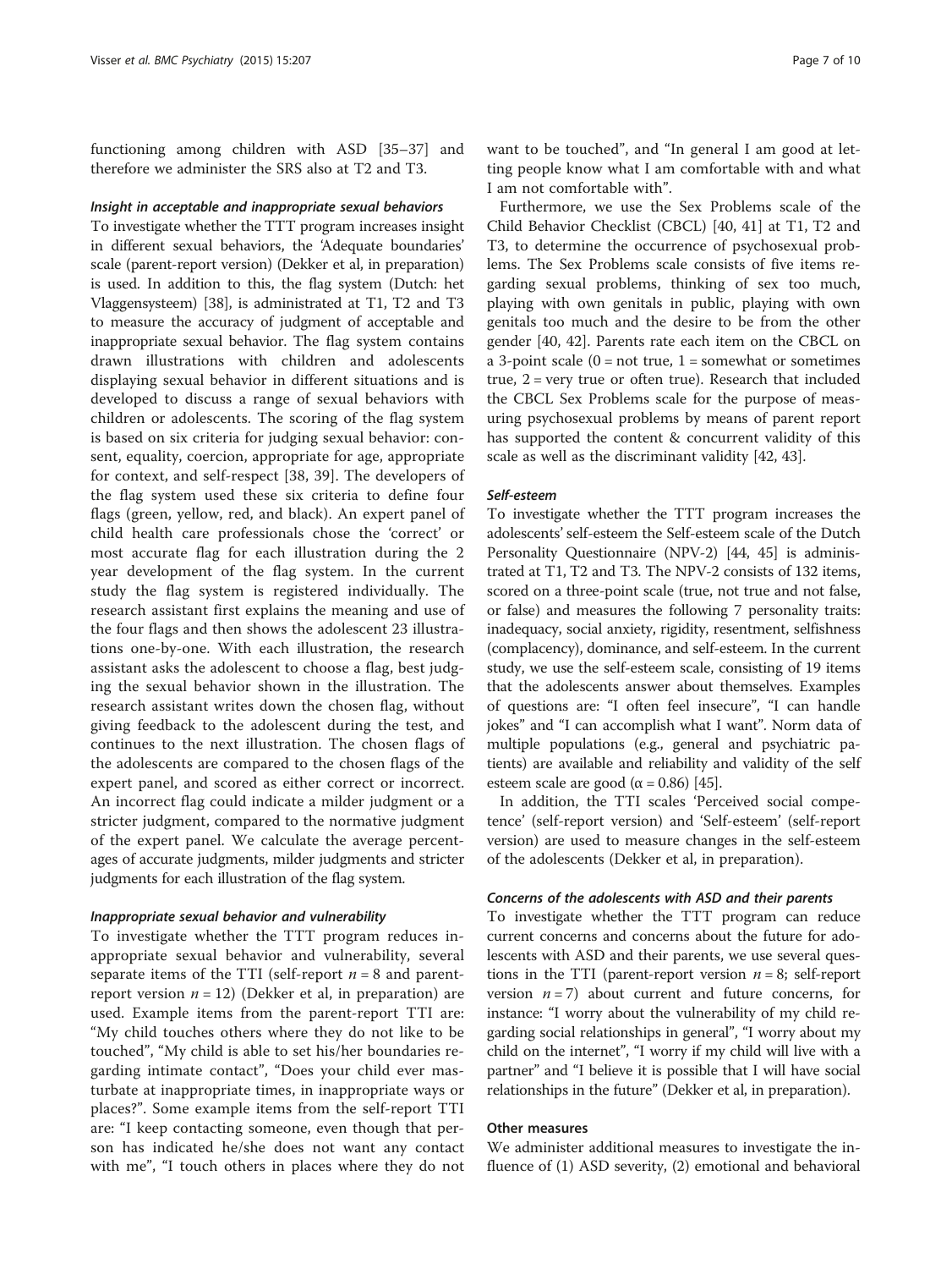functioning among children with ASD [35–37] and therefore we administer the SRS also at T2 and T3.

#### *Insight in acceptable and inappropriate sexual behaviors*

To investigate whether the TTT program increases insight in different sexual behaviors, the 'Adequate boundaries' scale (parent-report version) (Dekker et al, in preparation) is used. In addition to this, the flag system (Dutch: het Vlaggensysteem) [38], is administrated at T1, T2 and T3 to measure the accuracy of judgment of acceptable and inappropriate sexual behavior. The flag system contains drawn illustrations with children and adolescents displaying sexual behavior in different situations and is developed to discuss a range of sexual behaviors with children or adolescents. The scoring of the flag system is based on six criteria for judging sexual behavior: consent, equality, coercion, appropriate for age, appropriate for context, and self-respect [38, 39]. The developers of the flag system used these six criteria to define four flags (green, yellow, red, and black). An expert panel of child health care professionals chose the 'correct' or most accurate flag for each illustration during the 2 year development of the flag system. In the current study the flag system is registered individually. The research assistant first explains the meaning and use of the four flags and then shows the adolescent 23 illustrations one-by-one. With each illustration, the research assistant asks the adolescent to choose a flag, best judging the sexual behavior shown in the illustration. The research assistant writes down the chosen flag, without giving feedback to the adolescent during the test, and continues to the next illustration. The chosen flags of the adolescents are compared to the chosen flags of the expert panel, and scored as either correct or incorrect. An incorrect flag could indicate a milder judgment or a stricter judgment, compared to the normative judgment of the expert panel. We calculate the average percentages of accurate judgments, milder judgments and stricter judgments for each illustration of the flag system.

#### *Inappropriate sexual behavior and vulnerability*

To investigate whether the TTT program reduces inappropriate sexual behavior and vulnerability, several separate items of the TTI (self-report $n = 8$ and parent-report version $n = 12$) (Dekker et al, in preparation) are used. Example items from the parent-report TTI are: "My child touches others where they do not like to be touched", "My child is able to set his/her boundaries regarding intimate contact", "Does your child ever masturbate at inappropriate times, in inappropriate ways or places?". Some example items from the self-report TTI are: "I keep contacting someone, even though that person has indicated he/she does not want any contact with me", "I touch others in places where they do not want to be touched", and "In general I am good at letting people know what I am comfortable with and what I am not comfortable with".

Furthermore, we use the Sex Problems scale of the Child Behavior Checklist (CBCL) [40, 41] at T1, T2 and T3, to determine the occurrence of psychosexual problems. The Sex Problems scale consists of five items regarding sexual problems, thinking of sex too much, playing with own genitals in public, playing with own genitals too much and the desire to be from the other gender [40, 42]. Parents rate each item on the CBCL on a 3-point scale (0 = not true, 1 = somewhat or sometimes true, 2 = very true or often true). Research that included the CBCL Sex Problems scale for the purpose of measuring psychosexual problems by means of parent report has supported the content & concurrent validity of this scale as well as the discriminant validity [42, 43].

#### *Self-esteem*

To investigate whether the TTT program increases the adolescents' self-esteem the Self-esteem scale of the Dutch Personality Questionnaire (NPV-2) [44, 45] is administrated at T1, T2 and T3. The NPV-2 consists of 132 items, scored on a three-point scale (true, not true and not false, or false) and measures the following 7 personality traits: inadequacy, social anxiety, rigidity, resentment, selfishness (complacency), dominance, and self-esteem. In the current study, we use the self-esteem scale, consisting of 19 items that the adolescents answer about themselves. Examples of questions are: "I often feel insecure", "I can handle jokes" and "I can accomplish what I want". Norm data of multiple populations (e.g., general and psychiatric patients) are available and reliability and validity of the self esteem scale are good ($\alpha = 0.86$) [45].

In addition, the TTI scales 'Perceived social competence' (self-report version) and 'Self-esteem' (self-report version) are used to measure changes in the self-esteem of the adolescents (Dekker et al, in preparation).

#### *Concerns of the adolescents with ASD and their parents*

To investigate whether the TTT program can reduce current concerns and concerns about the future for adolescents with ASD and their parents, we use several questions in the TTI (parent-report version $n = 8$; self-report version $n = 7$) about current and future concerns, for instance: "I worry about the vulnerability of my child regarding social relationships in general", "I worry about my child on the internet", "I worry if my child will live with a partner" and "I believe it is possible that I will have social relationships in the future" (Dekker et al, in preparation).

### Other measures

We administer additional measures to investigate the influence of (1) ASD severity, (2) emotional and behavioral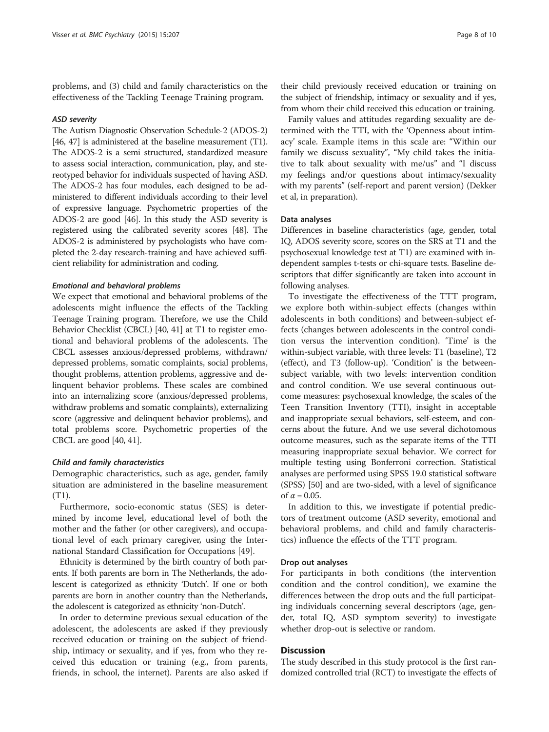problems, and (3) child and family characteristics on the effectiveness of the Tackling Teenage Training program.

#### *ASD severity*

The Autism Diagnostic Observation Schedule-2 (ADOS-2) [46, 47] is administered at the baseline measurement (T1). The ADOS-2 is a semi structured, standardized measure to assess social interaction, communication, play, and stereotyped behavior for individuals suspected of having ASD. The ADOS-2 has four modules, each designed to be administered to different individuals according to their level of expressive language. Psychometric properties of the ADOS-2 are good [46]. In this study the ASD severity is registered using the calibrated severity scores [48]. The ADOS-2 is administered by psychologists who have completed the 2-day research-training and have achieved sufficient reliability for administration and coding.

#### *Emotional and behavioral problems*

We expect that emotional and behavioral problems of the adolescents might influence the effects of the Tackling Teenage Training program. Therefore, we use the Child Behavior Checklist (CBCL) [40, 41] at T1 to register emotional and behavioral problems of the adolescents. The CBCL assesses anxious/depressed problems, withdrawn/depressed problems, somatic complaints, social problems, thought problems, attention problems, aggressive and delinquent behavior problems. These scales are combined into an internalizing score (anxious/depressed problems, withdraw problems and somatic complaints), externalizing score (aggressive and delinquent behavior problems), and total problems score. Psychometric properties of the CBCL are good [40, 41].

#### *Child and family characteristics*

Demographic characteristics, such as age, gender, family situation are administered in the baseline measurement (T1).

Furthermore, socio-economic status (SES) is determined by income level, educational level of both the mother and the father (or other caregivers), and occupational level of each primary caregiver, using the International Standard Classification for Occupations [49].

Ethnicity is determined by the birth country of both parents. If both parents are born in The Netherlands, the adolescent is categorized as ethnicity 'Dutch'. If one or both parents are born in another country than the Netherlands, the adolescent is categorized as ethnicity 'non-Dutch'.

In order to determine previous sexual education of the adolescent, the adolescents are asked if they previously received education or training on the subject of friendship, intimacy or sexuality, and if yes, from who they received this education or training (e.g., from parents, friends, in school, the internet). Parents are also asked if their child previously received education or training on the subject of friendship, intimacy or sexuality and if yes, from whom their child received this education or training.

Family values and attitudes regarding sexuality are determined with the TTI, with the 'Openness about intimacy' scale. Example items in this scale are: "Within our family we discuss sexuality", "My child takes the initiative to talk about sexuality with me/us" and "I discuss my feelings and/or questions about intimacy/sexuality with my parents" (self-report and parent version) (Dekker et al, in preparation).

### Data analyses

Differences in baseline characteristics (age, gender, total IQ, ADOS severity score, scores on the SRS at T1 and the psychosexual knowledge test at T1) are examined with independent samples t-tests or chi-square tests. Baseline descriptors that differ significantly are taken into account in following analyses.

To investigate the effectiveness of the TTT program, we explore both within-subject effects (changes within adolescents in both conditions) and between-subject effects (changes between adolescents in the control condition versus the intervention condition). 'Time' is the within-subject variable, with three levels: T1 (baseline), T2 (effect), and T3 (follow-up). 'Condition' is the between-subject variable, with two levels: intervention condition and control condition. We use several continuous outcome measures: psychosexual knowledge, the scales of the Teen Transition Inventory (TTI), insight in acceptable and inappropriate sexual behaviors, self-esteem, and concerns about the future. And we use several dichotomous outcome measures, such as the separate items of the TTI measuring inappropriate sexual behavior. We correct for multiple testing using Bonferroni correction. Statistical analyses are performed using SPSS 19.0 statistical software (SPSS) [50] and are two-sided, with a level of significance of $\alpha = 0.05$.

In addition to this, we investigate if potential predictors of treatment outcome (ASD severity, emotional and behavioral problems, and child and family characteristics) influence the effects of the TTT program.

### Drop out analyses

For participants in both conditions (the intervention condition and the control condition), we examine the differences between the drop outs and the full participating individuals concerning several descriptors (age, gender, total IQ, ASD symptom severity) to investigate whether drop-out is selective or random.

## Discussion

The study described in this study protocol is the first randomized controlled trial (RCT) to investigate the effects of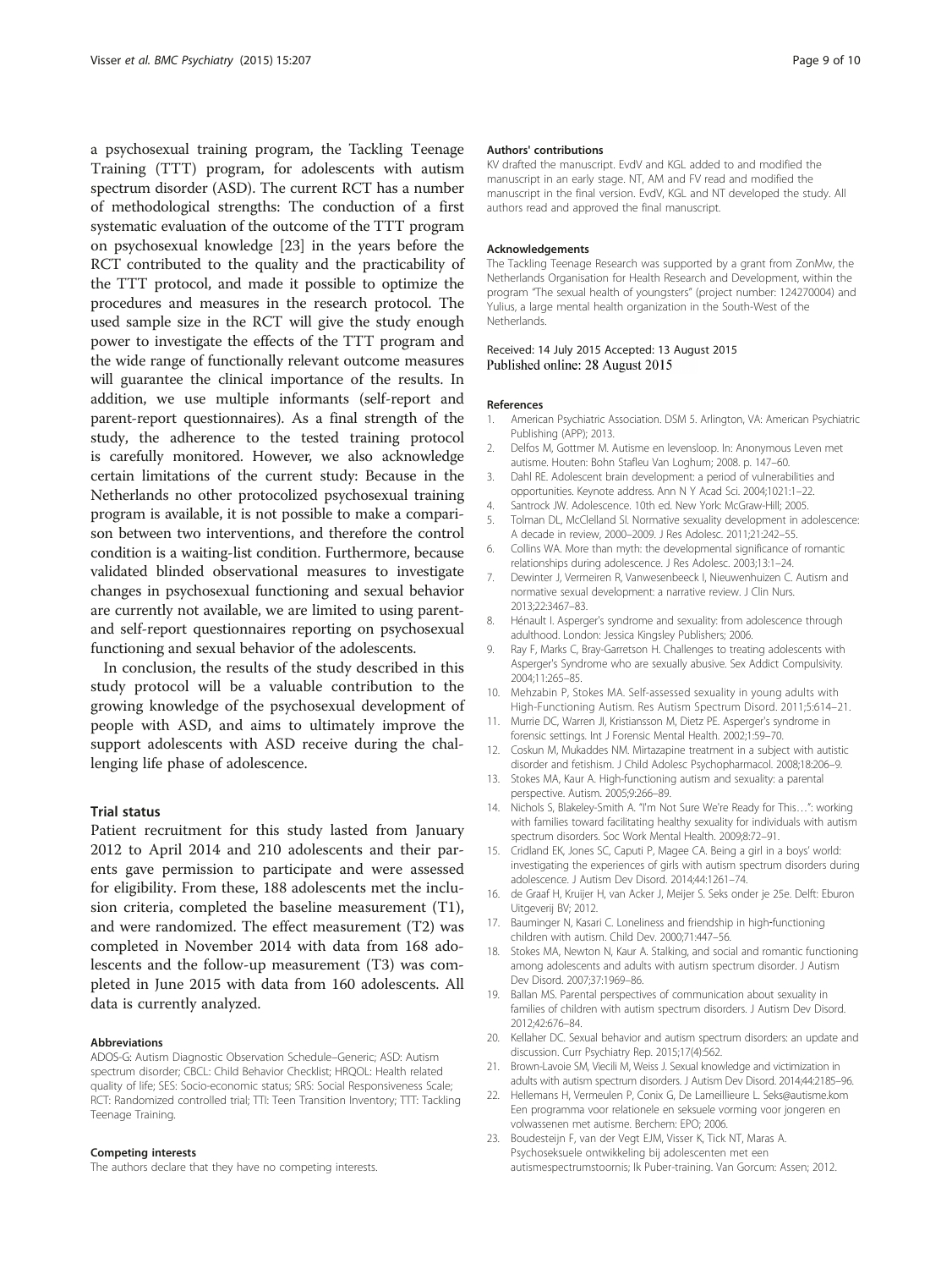a psychosexual training program, the Tackling Teenage Training (TTT) program, for adolescents with autism spectrum disorder (ASD). The current RCT has a number of methodological strengths: The conduction of a first systematic evaluation of the outcome of the TTT program on psychosexual knowledge [23] in the years before the RCT contributed to the quality and the practicability of the TTT protocol, and made it possible to optimize the procedures and measures in the research protocol. The used sample size in the RCT will give the study enough power to investigate the effects of the TTT program and the wide range of functionally relevant outcome measures will guarantee the clinical importance of the results. In addition, we use multiple informants (self-report and parent-report questionnaires). As a final strength of the study, the adherence to the tested training protocol is carefully monitored. However, we also acknowledge certain limitations of the current study: Because in the Netherlands no other protocolized psychosexual training program is available, it is not possible to make a comparison between two interventions, and therefore the control condition is a waiting-list condition. Furthermore, because validated blinded observational measures to investigate changes in psychosexual functioning and sexual behavior are currently not available, we are limited to using parent- and self-report questionnaires reporting on psychosexual functioning and sexual behavior of the adolescents.

In conclusion, the results of the study described in this study protocol will be a valuable contribution to the growing knowledge of the psychosexual development of people with ASD, and aims to ultimately improve the support adolescents with ASD receive during the challenging life phase of adolescence.

## Trial status

Patient recruitment for this study lasted from January 2012 to April 2014 and 210 adolescents and their parents gave permission to participate and were assessed for eligibility. From these, 188 adolescents met the inclusion criteria, completed the baseline measurement (T1), and were randomized. The effect measurement (T2) was completed in November 2014 with data from 168 adolescents and the follow-up measurement (T3) was completed in June 2015 with data from 160 adolescents. All data is currently analyzed.

#### Abbreviations

ADOS-G: Autism Diagnostic Observation Schedule–Generic; ASD: Autism spectrum disorder; CBCL: Child Behavior Checklist; HRQOL: Health related quality of life; SES: Socio-economic status; SRS: Social Responsiveness Scale; RCT: Randomized controlled trial; TTI: Teen Transition Inventory; TTT: Tackling Teenage Training.

#### Competing interests

The authors declare that they have no competing interests.

#### Authors' contributions

KV drafted the manuscript. EvdV and KGL added to and modified the manuscript in an early stage. NT, AM and FV read and modified the manuscript in the final version. EvdV, KGL and NT developed the study. All authors read and approved the final manuscript.

#### Acknowledgements

The Tackling Teenage Research was supported by a grant from ZonMw, the Netherlands Organisation for Health Research and Development, within the program "The sexual health of youngsters" (project number: 124270004) and Yulius, a large mental health organization in the South-West of the Netherlands.

Received: 14 July 2015 Accepted: 13 August 2015
Published online: 28 August 2015

#### References

1. American Psychiatric Association. DSM 5. Arlington, VA: American Psychiatric Publishing (APP); 2013.
2. Delfos M, Gottmer M. Autisme en levensloop. In: Anonymous Leven met autisme. Houten: Bohn Stafleu Van Loghum; 2008. p. 147–60.
3. Dahl RE. Adolescent brain development: a period of vulnerabilities and opportunities. Keynote address. Ann N Y Acad Sci. 2004;1021:1–22.
4. Santrock JW. Adolescence. 10th ed. New York: McGraw-Hill; 2005.
5. Tolman DL, McClelland SI. Normative sexuality development in adolescence: A decade in review, 2000–2009. J Res Adolesc. 2011;21:242–55.
6. Collins WA. More than myth: the developmental significance of romantic relationships during adolescence. J Res Adolesc. 2003;13:1–24.
7. Dewinter J, Vermeiren R, Vanwesenbeeck I, Nieuwenhuizen C. Autism and normative sexual development: a narrative review. J Clin Nurs. 2013;22:3467–83.
8. Hénault I. Asperger's syndrome and sexuality: from adolescence through adulthood. London: Jessica Kingsley Publishers; 2006.
9. Ray F, Marks C, Bray-Garretson H. Challenges to treating adolescents with Asperger's Syndrome who are sexually abusive. Sex Addict Compulsivity. 2004;11:265–85.
10. Mehzabin P, Stokes MA. Self-assessed sexuality in young adults with High-Functioning Autism. Res Autism Spectrum Disord. 2011;5:614–21.
11. Murrie DC, Warren JI, Kristiansson M, Dietz PE. Asperger's syndrome in forensic settings. Int J Forensic Mental Health. 2002;1:59–70.
12. Coskun M, Mukaddes NM. Mirtazapine treatment in a subject with autistic disorder and fetishism. J Child Adolesc Psychopharmacol. 2008;18:206–9.
13. Stokes MA, Kaur A. High-functioning autism and sexuality: a parental perspective. Autism. 2005;9:266–89.
14. Nichols S, Blakeley-Smith A. "I'm Not Sure We're Ready for This…": working with families toward facilitating healthy sexuality for individuals with autism spectrum disorders. Soc Work Mental Health. 2009;8:72–91.
15. Cridland EK, Jones SC, Caputi P, Magee CA. Being a girl in a boys' world: investigating the experiences of girls with autism spectrum disorders during adolescence. J Autism Dev Disord. 2014;44:1261–74.
16. de Graaf H, Kruijer H, van Acker J, Meijer S. Seks onder je 25e. Delft: Eburon Uitgeverij BV; 2012.
17. Bauminger N, Kasari C. Loneliness and friendship in high-functioning children with autism. Child Dev. 2000;71:447–56.
18. Stokes MA, Newton N, Kaur A. Stalking, and social and romantic functioning among adolescents and adults with autism spectrum disorder. J Autism Dev Disord. 2007;37:1969–86.
19. Ballan MS. Parental perspectives of communication about sexuality in families of children with autism spectrum disorders. J Autism Dev Disord. 2012;42:676–84.
20. Kellaher DC. Sexual behavior and autism spectrum disorders: an update and discussion. Curr Psychiatry Rep. 2015;17(4):562.
21. Brown-Lavoie SM, Viecili M, Weiss J. Sexual knowledge and victimization in adults with autism spectrum disorders. J Autism Dev Disord. 2014;44:2185–96.
22. Hellemans H, Vermeulen P, Conix G, De Lameillieure L. Seks@autisme.kom Een programma voor relationele en seksuele vorming voor jongeren en volwassenen met autisme. Berchem: EPO; 2006.
23. Boudesteijn F, van der Vegt EJM, Visser K, Tick NT, Maras A. Psychoseksuele ontwikkeling bij adolescenten met een autismespectrumstoornis; Ik Puber-training. Van Gorcum: Assen; 2012.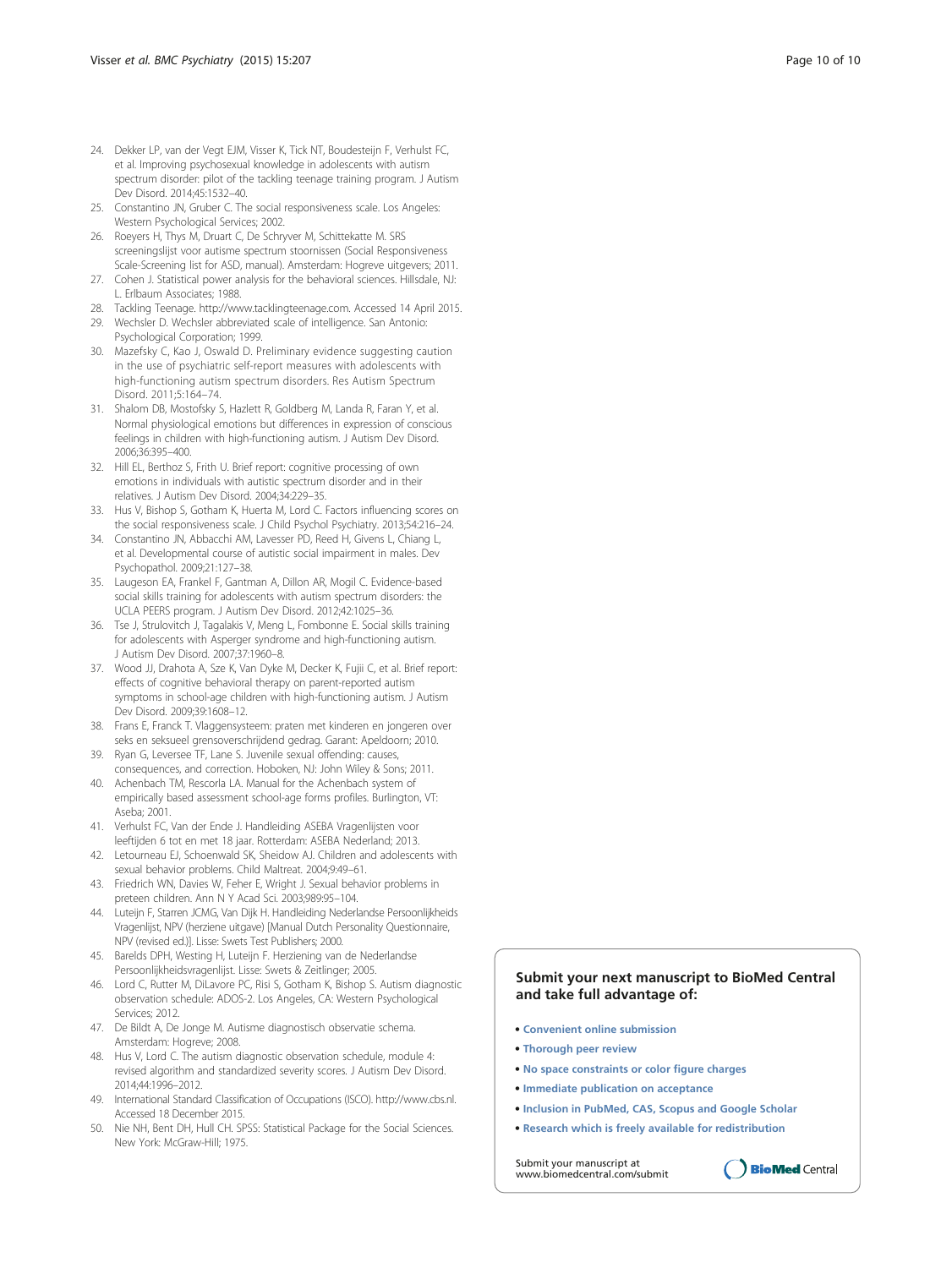24. Dekker LP, van der Vegt EJM, Visser K, Tick NT, Boudesteijn F, Verhulst FC, et al. Improving psychosexual knowledge in adolescents with autism spectrum disorder: pilot of the tackling teenage training program. J Autism Dev Disord. 2014;45:1532–40.
25. Constantino JN, Gruber C. The social responsiveness scale. Los Angeles: Western Psychological Services; 2002.
26. Roeyers H, Thys M, Druart C, De Schryver M, Schittekatte M. SRS screeningslijst voor autisme spectrum stoornissen (Social Responsiveness Scale-Screening list for ASD, manual). Amsterdam: Hogreve uitgevers; 2011.
27. Cohen J. Statistical power analysis for the behavioral sciences. Hillsdale, NJ: L. Erlbaum Associates; 1988.
28. Tackling Teenage. http://www.tacklingteenage.com. Accessed 14 April 2015.
29. Wechsler D. Wechsler abbreviated scale of intelligence. San Antonio: Psychological Corporation; 1999.
30. Mazefsky C, Kao J, Oswald D. Preliminary evidence suggesting caution in the use of psychiatric self-report measures with adolescents with high-functioning autism spectrum disorders. Res Autism Spectrum Disord. 2011;5:164–74.
31. Shalom DB, Mostofsky S, Hazlett R, Goldberg M, Landa R, Faran Y, et al. Normal physiological emotions but differences in expression of conscious feelings in children with high-functioning autism. J Autism Dev Disord. 2006;36:395–400.
32. Hill EL, Berthoz S, Frith U. Brief report: cognitive processing of own emotions in individuals with autistic spectrum disorder and in their relatives. J Autism Dev Disord. 2004;34:229–35.
33. Hus V, Bishop S, Gotham K, Huerta M, Lord C. Factors influencing scores on the social responsiveness scale. J Child Psychol Psychiatry. 2013;54:216–24.
34. Constantino JN, Abbacchi AM, Lavesser PD, Reed H, Givens L, Chiang L, et al. Developmental course of autistic social impairment in males. Dev Psychopathol. 2009;21:127–38.
35. Laugeson EA, Frankel F, Gantman A, Dillon AR, Mogil C. Evidence-based social skills training for adolescents with autism spectrum disorders: the UCLA PEERS program. J Autism Dev Disord. 2012;42:1025–36.
36. Tse J, Strulovitch J, Tagalakis V, Meng L, Fombonne E. Social skills training for adolescents with Asperger syndrome and high-functioning autism. J Autism Dev Disord. 2007;37:1960–8.
37. Wood JJ, Drahota A, Sze K, Van Dyke M, Decker K, Fujii C, et al. Brief report: effects of cognitive behavioral therapy on parent-reported autism symptoms in school-age children with high-functioning autism. J Autism Dev Disord. 2009;39:1608–12.
38. Frans E, Franck T. Vlaggensysteem: praten met kinderen en jongeren over seks en seksueel grensoverschrijdend gedrag. Garant: Apeldoorn; 2010.
39. Ryan G, Leversee TF, Lane S. Juvenile sexual offending: causes, consequences, and correction. Hoboken, NJ: John Wiley & Sons; 2011.
40. Achenbach TM, Rescorla LA. Manual for the Achenbach system of empirically based assessment school-age forms profiles. Burlington, VT: Aseba; 2001.
41. Verhulst FC, Van der Ende J. Handleiding ASEBA Vragenlijsten voor leeftijden 6 tot en met 18 jaar. Rotterdam: ASEBA Nederland; 2013.
42. Letourneau EJ, Schoenwald SK, Sheidow AJ. Children and adolescents with sexual behavior problems. Child Maltreat. 2004;9:49–61.
43. Friedrich WN, Davies W, Feher E, Wright J. Sexual behavior problems in preteen children. Ann N Y Acad Sci. 2003;989:95–104.
44. Luteijn F, Starren JCMG, Van Dijk H. Handleiding Nederlandse Persoonlijkheids Vragenlijst, NPV (herziene uitgave) [Manual Dutch Personality Questionnaire, NPV (revised ed.)]. Lisse: Swets Test Publishers; 2000.
45. Barelds DPH, Westing H, Luteijn F. Herziening van de Nederlandse Persoonlijkheidsvragenlijst. Lisse: Swets & Zeitlinger; 2005.
46. Lord C, Rutter M, DiLavore PC, Risi S, Gotham K, Bishop S. Autism diagnostic observation schedule: ADOS-2. Los Angeles, CA: Western Psychological Services; 2012.
47. De Bildt A, De Jonge M. Autisme diagnostisch observatie schema. Amsterdam: Hogreve; 2008.
48. Hus V, Lord C. The autism diagnostic observation schedule, module 4: revised algorithm and standardized severity scores. J Autism Dev Disord. 2014;44:1996–2012.
49. International Standard Classification of Occupations (ISCO). http://www.cbs.nl. Accessed 18 December 2015.
50. Nie NH, Bent DH, Hull CH. SPSS: Statistical Package for the Social Sciences. New York: McGraw-Hill; 1975.

**Submit your next manuscript to BioMed Central and take full advantage of:**

- **Convenient online submission**
- **Thorough peer review**
- **No space constraints or color figure charges**
- **Immediate publication on acceptance**
- **Inclusion in PubMed, CAS, Scopus and Google Scholar**
- **Research which is freely available for redistribution**

Submit your manuscript at
www.biomedcentral.com/submit

BioMed Central